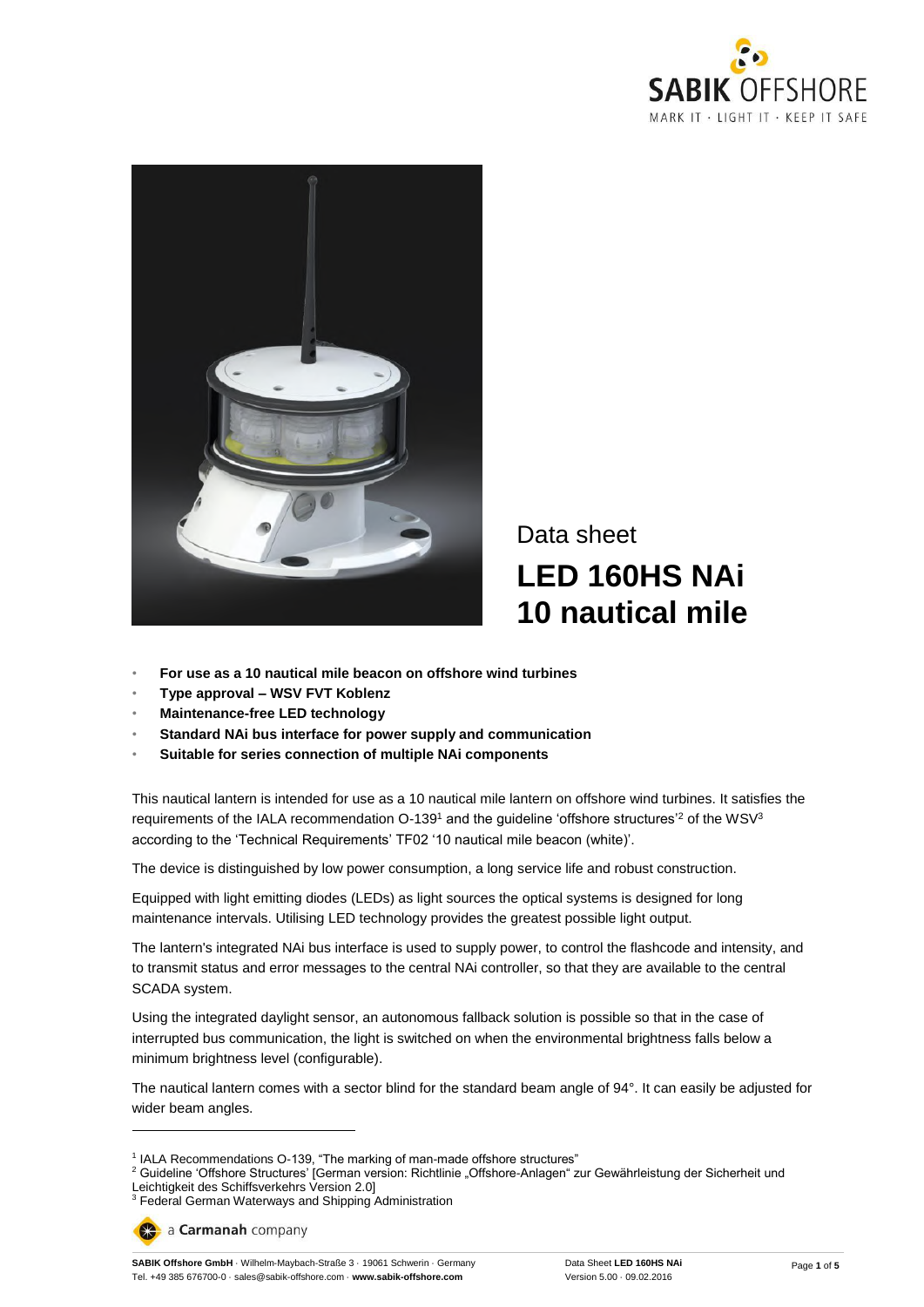# Data sheet

# LED 160HS NAi 10 nautical mile

- **For use as a 10 nautical mile beacon on offshore wind turbines**
- **Type approval – WSV FVT Koblenz**
- **Maintenance-free LED technology**
- **Standard NAi bus interface for power supply and communication**
- **Suitable for series connection of multiple NAi components**

This nautical lantern is intended for use as a 10 nautical mile lantern on offshore wind turbines. It satisfies the requirements of the IALA recommendation O-139[1] and the guideline 'offshore structures'[2] of the WSV[3] according to the 'Technical Requirements' TF02 '10 nautical mile beacon (white)'.

The device is distinguished by low power consumption, a long service life and robust construction.

Equipped with light emitting diodes (LEDs) as light sources the optical systems is designed for long maintenance intervals. Utilising LED technology provides the greatest possible light output.

The lantern's integrated NAi bus interface is used to supply power, to control the flashcode and intensity, and to transmit status and error messages to the central NAi controller, so that they are available to the central SCADA system.

Using the integrated daylight sensor, an autonomous fallback solution is possible so that in the case of interrupted bus communication, the light is switched on when the environmental brightness falls below a minimum brightness level (configurable).

The nautical lantern comes with a sector blind for the standard beam angle of 94°. It can easily be adjusted for wider beam angles.

---

[1] IALA Recommendations O-139, "The marking of man-made offshore structures"

[2] Guideline 'Offshore Structures' [German version: Richtlinie „Offshore-Anlagen" zur Gewährleistung der Sicherheit und Leichtigkeit des Schiffsverkehrs Version 2.0]

[3] Federal German Waterways and Shipping Administration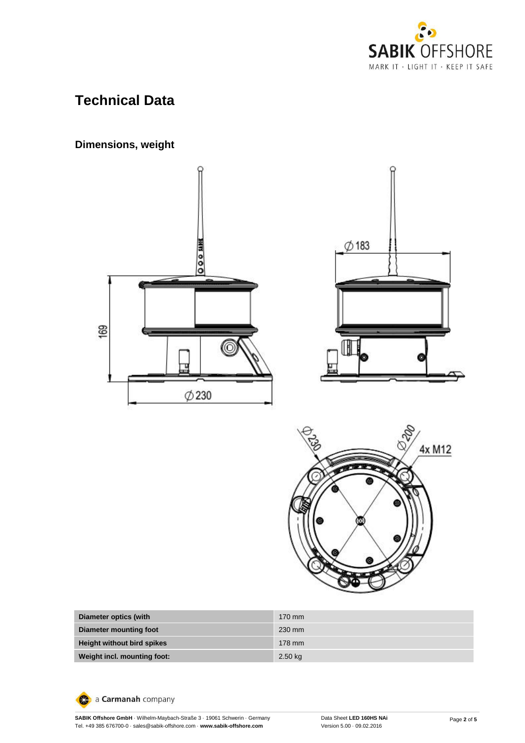# Technical Data

## Dimensions, weight

| Diameter optics (with | 170 mm |
|---|---|
| Diameter mounting foot | 230 mm |
| Height without bird spikes | 178 mm |
| Weight incl. mounting foot: | 2.50 kg |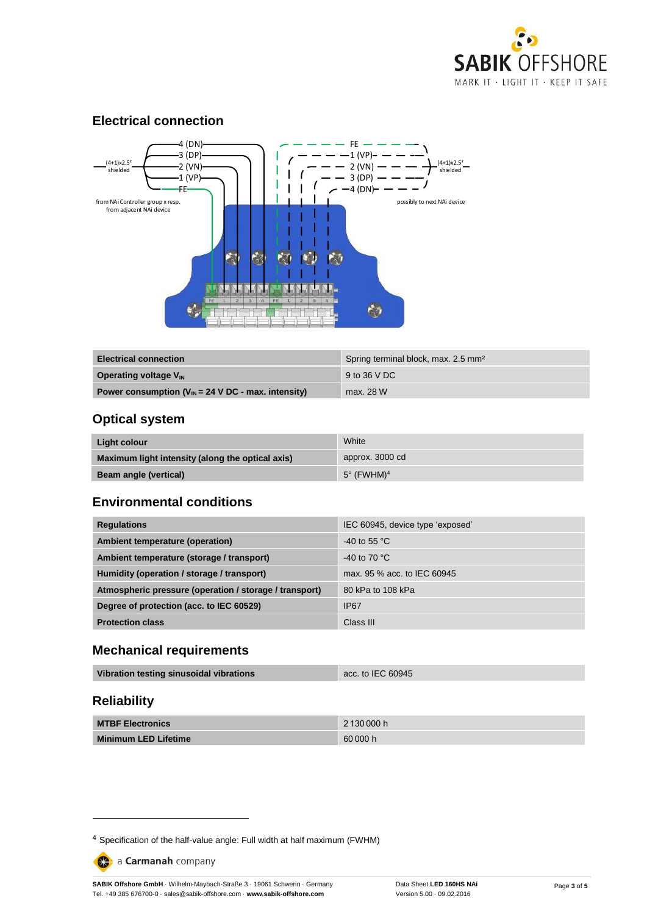## Electrical connection

4 (DN)
3 (DP)
2 (VN)
1 (VP)
FE

(4+1)x2.5² shielded

from NAi Controller group x resp. from adjacent NAi device

FE
1 (VP)
2 (VN)
3 (DP)
4 (DN)

(4+1)x2.5² shielded

possibly to next NAi device

| Electrical connection | Spring terminal block, max. 2.5 mm² |
|---|---|
| Operating voltage $V_{IN}$ | 9 to 36 V DC |
| Power consumption ($V_{IN}$ = 24 V DC - max. intensity) | max. 28 W |

## Optical system

| Light colour | White |
|---|---|
| Maximum light intensity (along the optical axis) | approx. 3000 cd |
| Beam angle (vertical) | 5° (FWHM)[4] |

## Environmental conditions

| Regulations | IEC 60945, device type 'exposed' |
|---|---|
| Ambient temperature (operation) | -40 to 55 °C |
| Ambient temperature (storage / transport) | -40 to 70 °C |
| Humidity (operation / storage / transport) | max. 95 % acc. to IEC 60945 |
| Atmospheric pressure (operation / storage / transport) | 80 kPa to 108 kPa |
| Degree of protection (acc. to IEC 60529) | IP67 |
| Protection class | Class III |

## Mechanical requirements

| Vibration testing sinusoidal vibrations | acc. to IEC 60945 |
|---|---|

## Reliability

| MTBF Electronics | 2 130 000 h |
|---|---|
| Minimum LED Lifetime | 60 000 h |

[4] Specification of the half-value angle: Full width at half maximum (FWHM)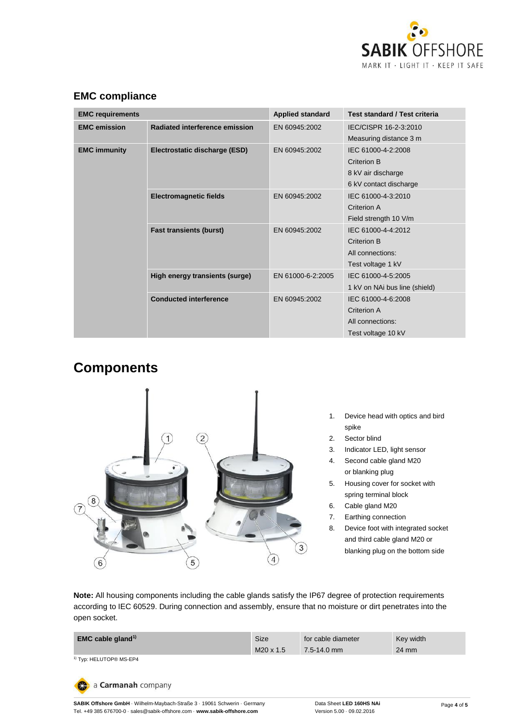## EMC compliance

| EMC requirements | | Applied standard | Test standard / Test criteria |
|---|---|---|---|
| **EMC emission** | **Radiated interference emission** | EN 60945:2002 | IEC/CISPR 16-2-3:2010<br>Measuring distance 3 m |
| **EMC immunity** | **Electrostatic discharge (ESD)** | EN 60945:2002 | IEC 61000-4-2:2008<br>Criterion B<br>8 kV air discharge<br>6 kV contact discharge |
| | **Electromagnetic fields** | EN 60945:2002 | IEC 61000-4-3:2010<br>Criterion A<br>Field strength 10 V/m |
| | **Fast transients (burst)** | EN 60945:2002 | IEC 61000-4-4:2012<br>Criterion B<br>All connections:<br>Test voltage 1 kV |
| | **High energy transients (surge)** | EN 61000-6-2:2005 | IEC 61000-4-5:2005<br>1 kV on NAi bus line (shield) |
| | **Conducted interference** | EN 60945:2002 | IEC 61000-4-6:2008<br>Criterion A<br>All connections:<br>Test voltage 10 kV |

# Components

1. Device head with optics and bird spike
2. Sector blind
3. Indicator LED, light sensor
4. Second cable gland M20 or blanking plug
5. Housing cover for socket with spring terminal block
6. Cable gland M20
7. Earthing connection
8. Device foot with integrated socket and third cable gland M20 or blanking plug on the bottom side

**Note:** All housing components including the cable glands satisfy the IP67 degree of protection requirements according to IEC 60529. During connection and assembly, ensure that no moisture or dirt penetrates into the open socket.

| EMC cable gland[1] | Size | for cable diameter | Key width |
|---|---|---|---|
| | M20 x 1.5 | 7.5-14.0 mm | 24 mm |

[1] Typ: HELUTOP® MS-EP4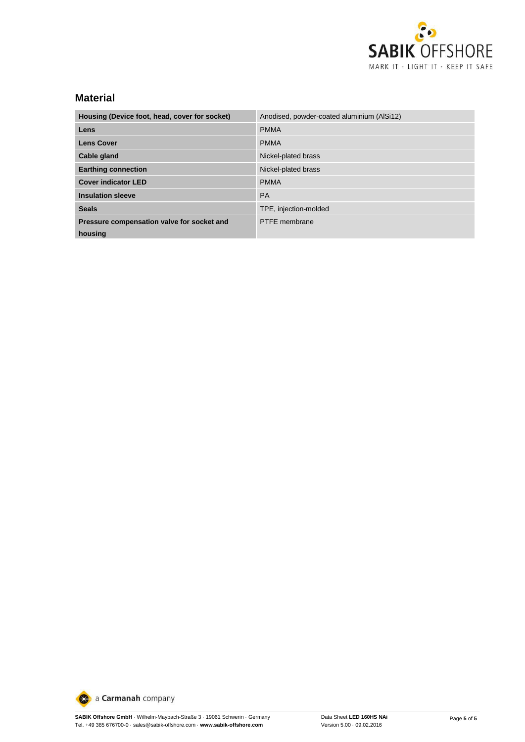## Material

| | |
|---|---|
| **Housing (Device foot, head, cover for socket)** | Anodised, powder-coated aluminium (AlSi12) |
| **Lens** | PMMA |
| **Lens Cover** | PMMA |
| **Cable gland** | Nickel-plated brass |
| **Earthing connection** | Nickel-plated brass |
| **Cover indicator LED** | PMMA |
| **Insulation sleeve** | PA |
| **Seals** | TPE, injection-molded |
| **Pressure compensation valve for socket and housing** | PTFE membrane |